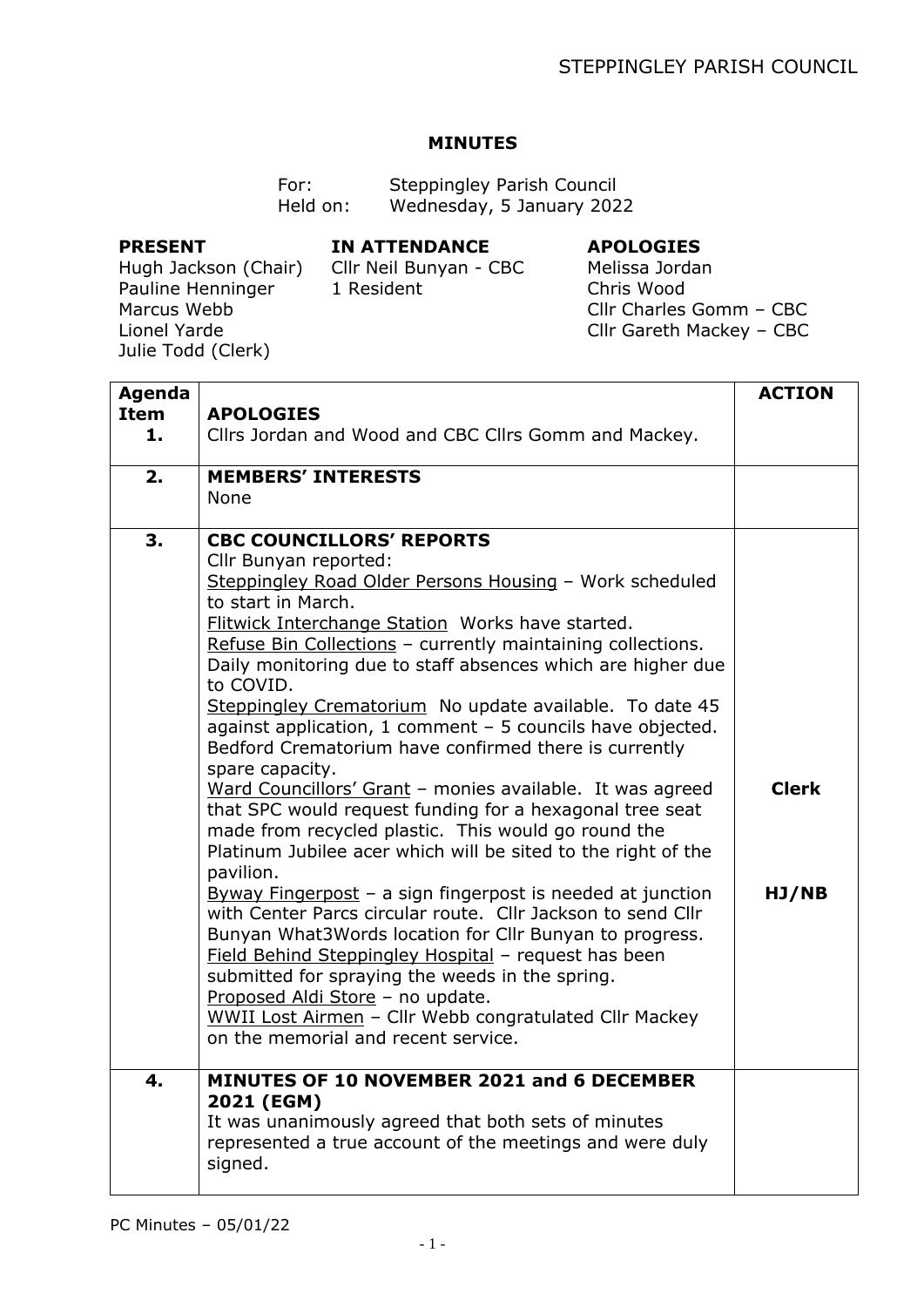## MINUTES

For: Steppingley Parish Council
Held on: Wednesday, 5 January 2022

| PRESENT | IN ATTENDANCE | APOLOGIES |
|---|---|---|
| Hugh Jackson (Chair) | Cllr Neil Bunyan - CBC | Melissa Jordan |
| Pauline Henninger | 1 Resident | Chris Wood |
| Marcus Webb | | Cllr Charles Gomm – CBC |
| Lionel Yarde | | Cllr Gareth Mackey – CBC |
| Julie Todd (Clerk) | | |

| Agenda Item | | ACTION |
|---|---|---|
| 1. | **APOLOGIES**<br>Cllrs Jordan and Wood and CBC Cllrs Gomm and Mackey. | |
| 2. | **MEMBERS' INTERESTS**<br>None | |
| 3. | **CBC COUNCILLORS' REPORTS**<br>Cllr Bunyan reported:<br>Steppingley Road Older Persons Housing – Work scheduled to start in March.<br>Flitwick Interchange Station Works have started.<br>Refuse Bin Collections – currently maintaining collections. Daily monitoring due to staff absences which are higher due to COVID.<br>Steppingley Crematorium No update available. To date 45 against application, 1 comment – 5 councils have objected. Bedford Crematorium have confirmed there is currently spare capacity.<br>Ward Councillors' Grant – monies available. It was agreed that SPC would request funding for a hexagonal tree seat made from recycled plastic. This would go round the Platinum Jubilee acer which will be sited to the right of the pavilion.<br>Byway Fingerpost – a sign fingerpost is needed at junction with Center Parcs circular route. Cllr Jackson to send Cllr Bunyan What3Words location for Cllr Bunyan to progress.<br>Field Behind Steppingley Hospital – request has been submitted for spraying the weeds in the spring.<br>Proposed Aldi Store – no update.<br>WWII Lost Airmen – Cllr Webb congratulated Cllr Mackey on the memorial and recent service. | **Clerk**<br><br>**HJ/NB** |
| 4. | **MINUTES OF 10 NOVEMBER 2021 and 6 DECEMBER 2021 (EGM)**<br>It was unanimously agreed that both sets of minutes represented a true account of the meetings and were duly signed. | |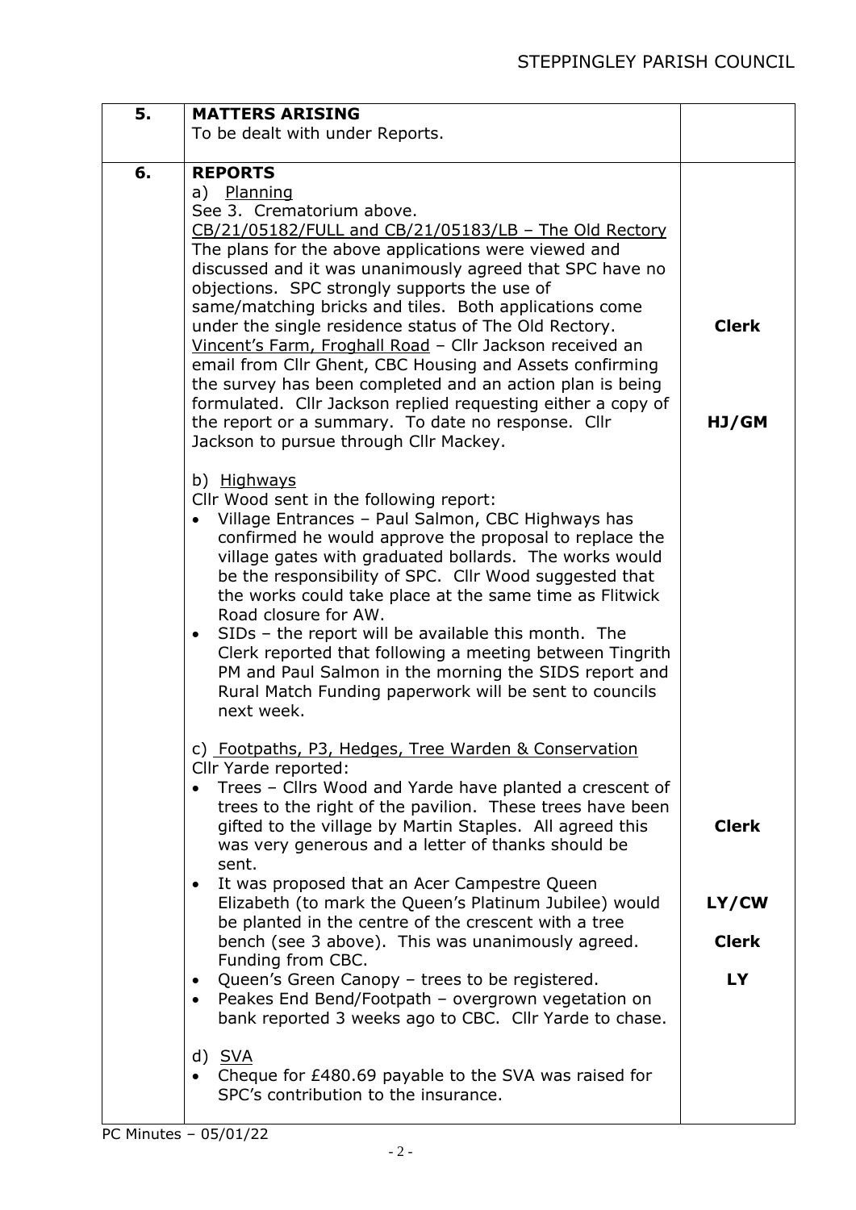| | | |
|---|---|---|
| **5.** | **MATTERS ARISING**<br>To be dealt with under Reports. | |
| **6.** | **REPORTS**<br>a) Planning<br>See 3. Crematorium above.<br>CB/21/05182/FULL and CB/21/05183/LB – The Old Rectory<br>The plans for the above applications were viewed and discussed and it was unanimously agreed that SPC have no objections. SPC strongly supports the use of same/matching bricks and tiles. Both applications come under the single residence status of The Old Rectory. | **Clerk** |
| | Vincent's Farm, Froghall Road – Cllr Jackson received an email from Cllr Ghent, CBC Housing and Assets confirming the survey has been completed and an action plan is being formulated. Cllr Jackson replied requesting either a copy of the report or a summary. To date no response. Cllr Jackson to pursue through Cllr Mackey. | **HJ/GM** |
| | b) Highways<br>Cllr Wood sent in the following report:<br>• Village Entrances – Paul Salmon, CBC Highways has confirmed he would approve the proposal to replace the village gates with graduated bollards. The works would be the responsibility of SPC. Cllr Wood suggested that the works could take place at the same time as Flitwick Road closure for AW.<br>• SIDs – the report will be available this month. The Clerk reported that following a meeting between Tingrith PM and Paul Salmon in the morning the SIDS report and Rural Match Funding paperwork will be sent to councils next week. | |
| | c) Footpaths, P3, Hedges, Tree Warden & Conservation<br>Cllr Yarde reported:<br>• Trees – Cllrs Wood and Yarde have planted a crescent of trees to the right of the pavilion. These trees have been gifted to the village by Martin Staples. All agreed this was very generous and a letter of thanks should be sent. | **Clerk** |
| | • It was proposed that an Acer Campestre Queen Elizabeth (to mark the Queen's Platinum Jubilee) would be planted in the centre of the crescent with a tree bench (see 3 above). This was unanimously agreed. Funding from CBC. | **LY/CW**<br>**Clerk** |
| | • Queen's Green Canopy – trees to be registered.<br>• Peakes End Bend/Footpath – overgrown vegetation on bank reported 3 weeks ago to CBC. Cllr Yarde to chase. | **LY** |
| | d) SVA<br>• Cheque for £480.69 payable to the SVA was raised for SPC's contribution to the insurance. | |

PC Minutes – 05/01/22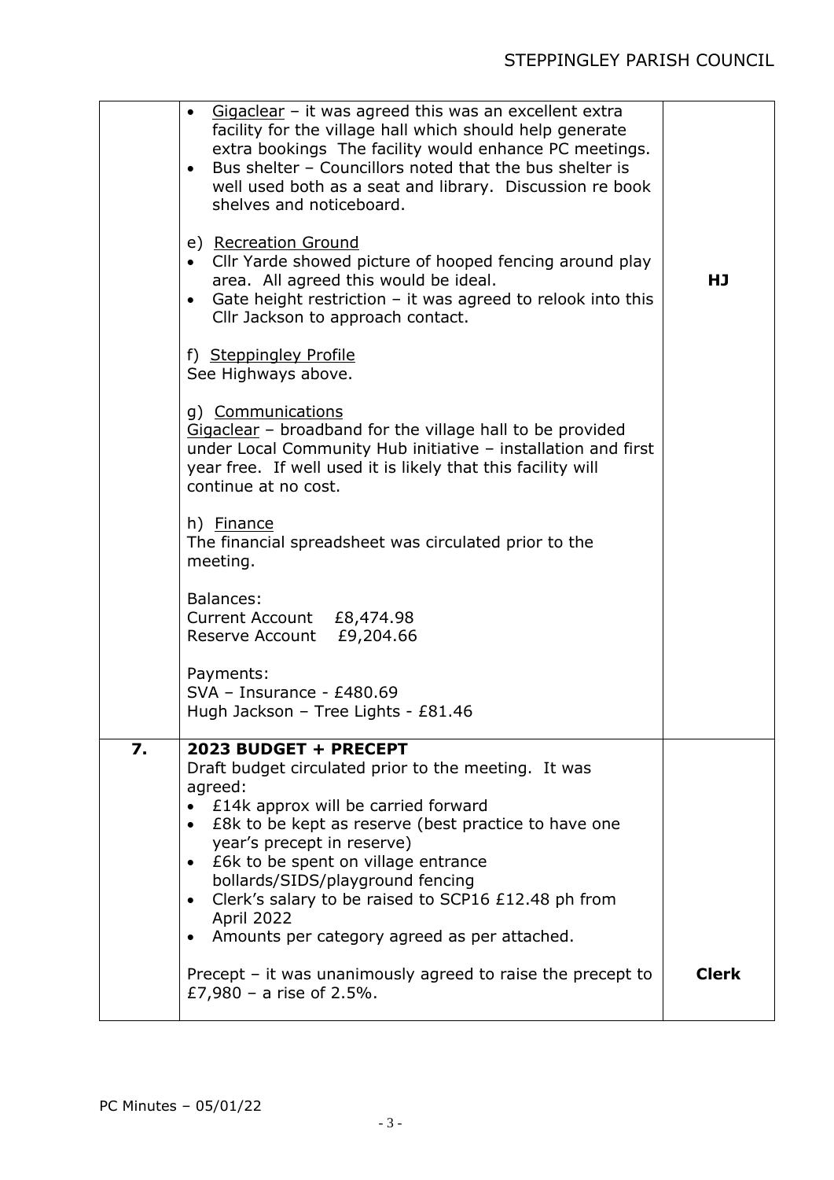| | | |
|---|---|---|
| | • Gigaclear – it was agreed this was an excellent extra facility for the village hall which should help generate extra bookings The facility would enhance PC meetings.<br>• Bus shelter – Councillors noted that the bus shelter is well used both as a seat and library. Discussion re book shelves and noticeboard.<br><br>e) Recreation Ground<br>• Cllr Yarde showed picture of hooped fencing around play area. All agreed this would be ideal.<br>• Gate height restriction – it was agreed to relook into this Cllr Jackson to approach contact.<br><br>f) Steppingley Profile<br>See Highways above.<br><br>g) Communications<br>Gigaclear – broadband for the village hall to be provided under Local Community Hub initiative – installation and first year free. If well used it is likely that this facility will continue at no cost.<br><br>h) Finance<br>The financial spreadsheet was circulated prior to the meeting.<br><br>Balances:<br>Current Account £8,474.98<br>Reserve Account £9,204.66<br><br>Payments:<br>SVA – Insurance - £480.69<br>Hugh Jackson – Tree Lights - £81.46 | **HJ** |
| **7.** | **2023 BUDGET + PRECEPT**<br>Draft budget circulated prior to the meeting. It was agreed:<br>• £14k approx will be carried forward<br>• £8k to be kept as reserve (best practice to have one year's precept in reserve)<br>• £6k to be spent on village entrance bollards/SIDS/playground fencing<br>• Clerk's salary to be raised to SCP16 £12.48 ph from April 2022<br>• Amounts per category agreed as per attached.<br><br>Precept – it was unanimously agreed to raise the precept to £7,980 – a rise of 2.5%. | **Clerk** |

PC Minutes – 05/01/22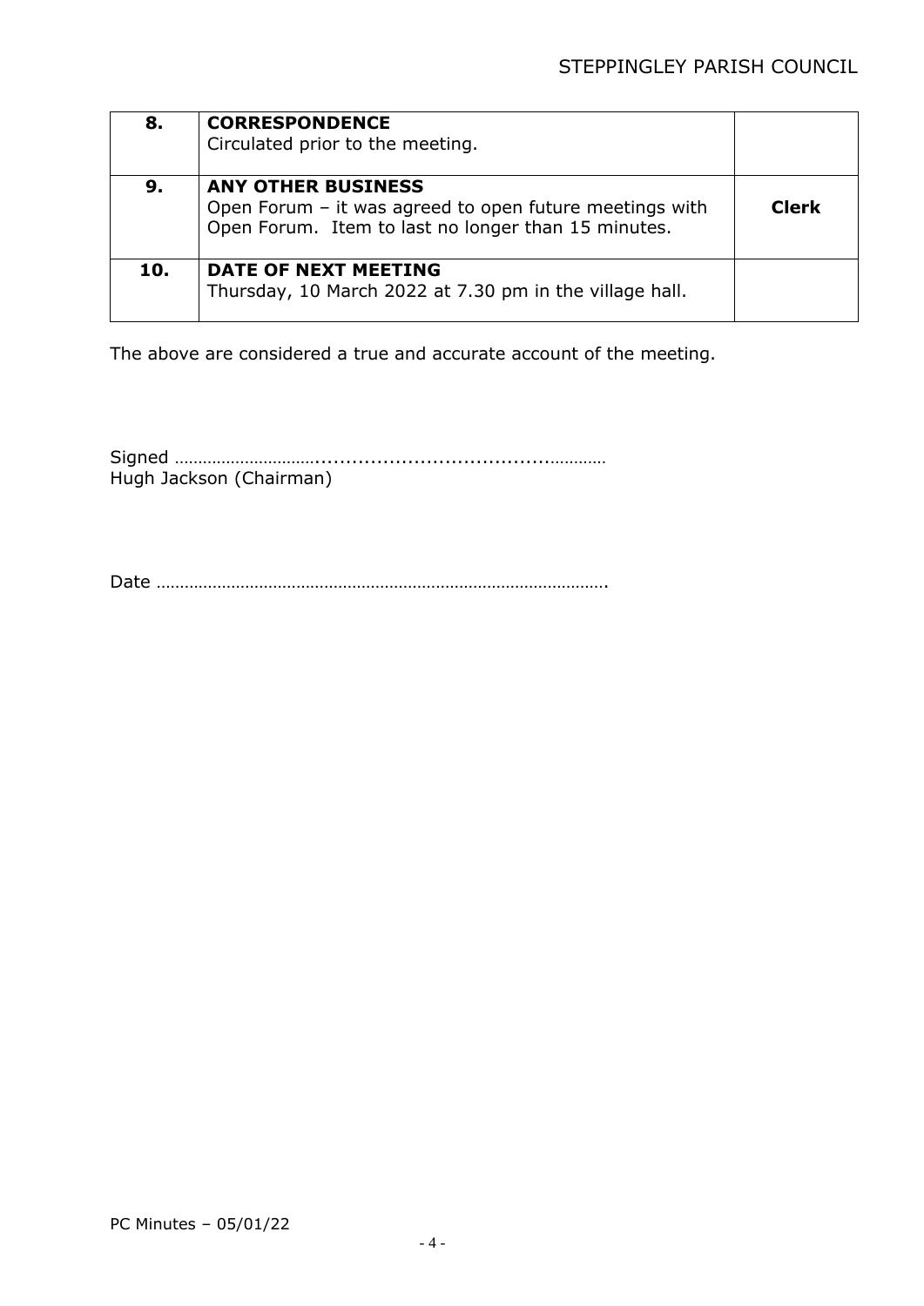| | | |
|---|---|---|
| **8.** | **CORRESPONDENCE**<br>Circulated prior to the meeting. | |
| **9.** | **ANY OTHER BUSINESS**<br>Open Forum – it was agreed to open future meetings with Open Forum. Item to last no longer than 15 minutes. | **Clerk** |
| **10.** | **DATE OF NEXT MEETING**<br>Thursday, 10 March 2022 at 7.30 pm in the village hall. | |

The above are considered a true and accurate account of the meeting.

Signed ……………………….............................................…………
Hugh Jackson (Chairman)

Date …………………………………………………………………………………….

PC Minutes – 05/01/22